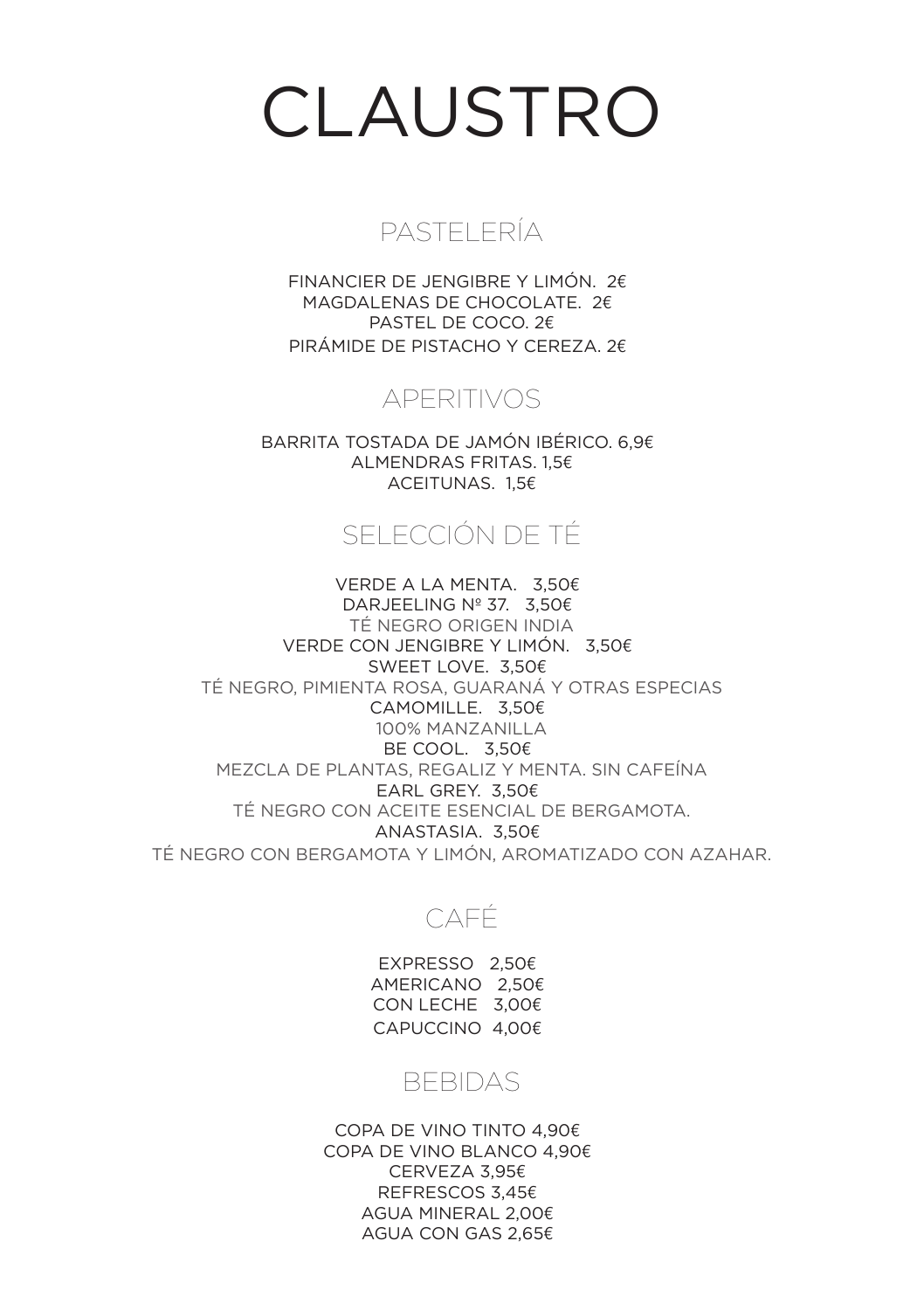# CLAUSTRO

## PASTELERÍA

FINANCIER DE JENGIBRE Y LIMÓN. 2€
MAGDALENAS DE CHOCOLATE. 2€
PASTEL DE COCO. 2€
PIRÁMIDE DE PISTACHO Y CEREZA. 2€

## APERITIVOS

BARRITA TOSTADA DE JAMÓN IBÉRICO. 6,9€
ALMENDRAS FRITAS. 1,5€
ACEITUNAS. 1,5€

## SELECCIÓN DE TÉ

VERDE A LA MENTA. 3,50€
DARJEELING Nº 37. 3,50€
TÉ NEGRO ORIGEN INDIA
VERDE CON JENGIBRE Y LIMÓN. 3,50€
SWEET LOVE. 3,50€
TÉ NEGRO, PIMIENTA ROSA, GUARANÁ Y OTRAS ESPECIAS
CAMOMILLE. 3,50€
100% MANZANILLA
BE COOL. 3,50€
MEZCLA DE PLANTAS, REGALIZ Y MENTA. SIN CAFEÍNA
EARL GREY. 3,50€
TÉ NEGRO CON ACEITE ESENCIAL DE BERGAMOTA.
ANASTASIA. 3,50€
TÉ NEGRO CON BERGAMOTA Y LIMÓN, AROMATIZADO CON AZAHAR.

## CAFÉ

EXPRESSO 2,50€
AMERICANO 2,50€
CON LECHE 3,00€
CAPUCCINO 4,00€

## BEBIDAS

COPA DE VINO TINTO 4,90€
COPA DE VINO BLANCO 4,90€
CERVEZA 3,95€
REFRESCOS 3,45€
AGUA MINERAL 2,00€
AGUA CON GAS 2,65€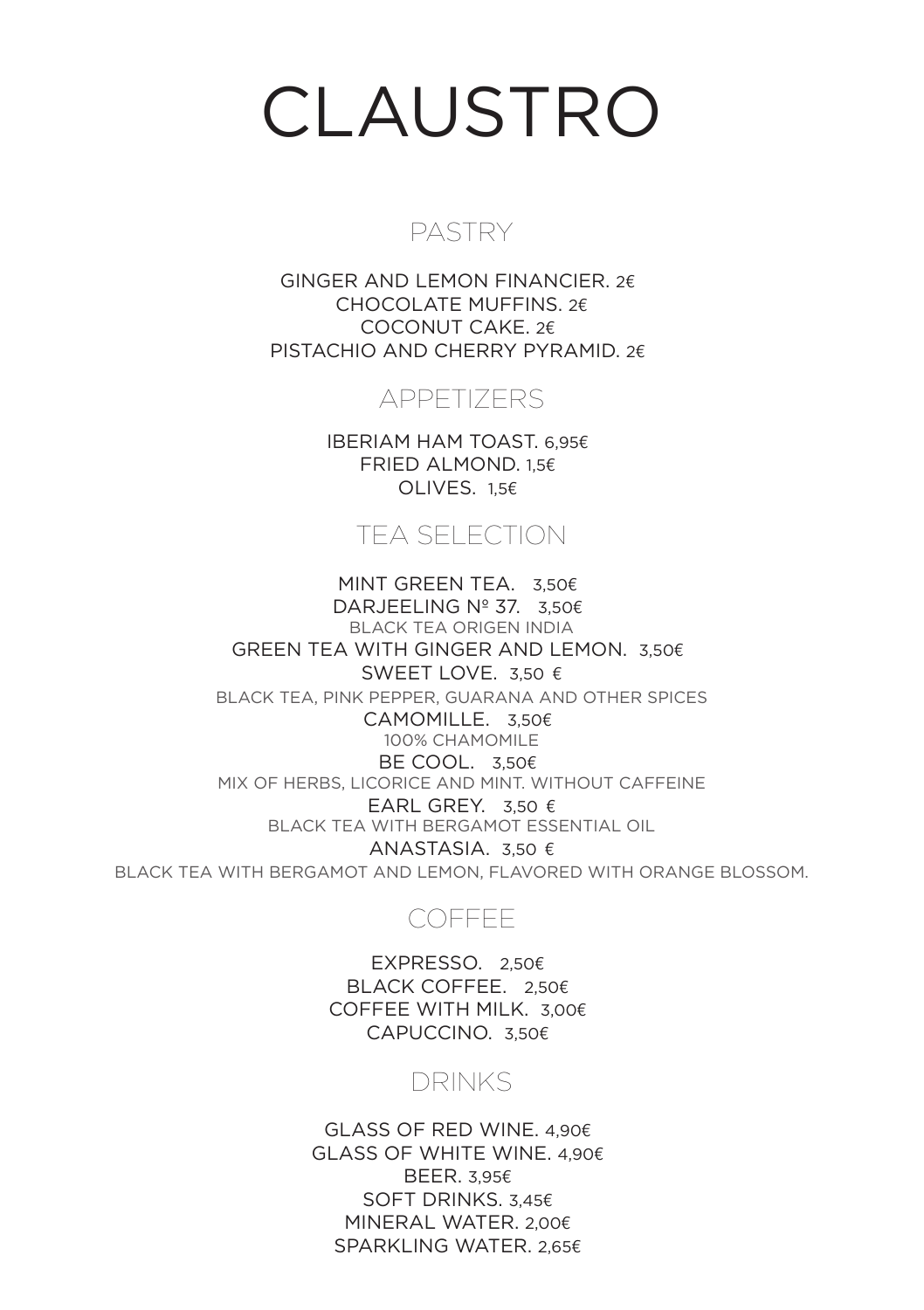# CLAUSTRO

## PASTRY

GINGER AND LEMON FINANCIER. 2€
CHOCOLATE MUFFINS. 2€
COCONUT CAKE. 2€
PISTACHIO AND CHERRY PYRAMID. 2€

## APPETIZERS

IBERIAM HAM TOAST. 6,95€
FRIED ALMOND. 1,5€
OLIVES. 1,5€

## TEA SELECTION

MINT GREEN TEA. 3,50€
DARJEELING Nº 37. 3,50€
BLACK TEA ORIGEN INDIA
GREEN TEA WITH GINGER AND LEMON. 3,50€
SWEET LOVE. 3,50 €
BLACK TEA, PINK PEPPER, GUARANA AND OTHER SPICES
CAMOMILLE. 3,50€
100% CHAMOMILE
BE COOL. 3,50€
MIX OF HERBS, LICORICE AND MINT. WITHOUT CAFFEINE
EARL GREY. 3,50 €
BLACK TEA WITH BERGAMOT ESSENTIAL OIL
ANASTASIA. 3,50 €
BLACK TEA WITH BERGAMOT AND LEMON, FLAVORED WITH ORANGE BLOSSOM.

## COFFEE

EXPRESSO. 2,50€
BLACK COFFEE. 2,50€
COFFEE WITH MILK. 3,00€
CAPUCCINO. 3,50€

## DRINKS

GLASS OF RED WINE. 4,90€
GLASS OF WHITE WINE. 4,90€
BEER. 3,95€
SOFT DRINKS. 3,45€
MINERAL WATER. 2,00€
SPARKLING WATER. 2,65€